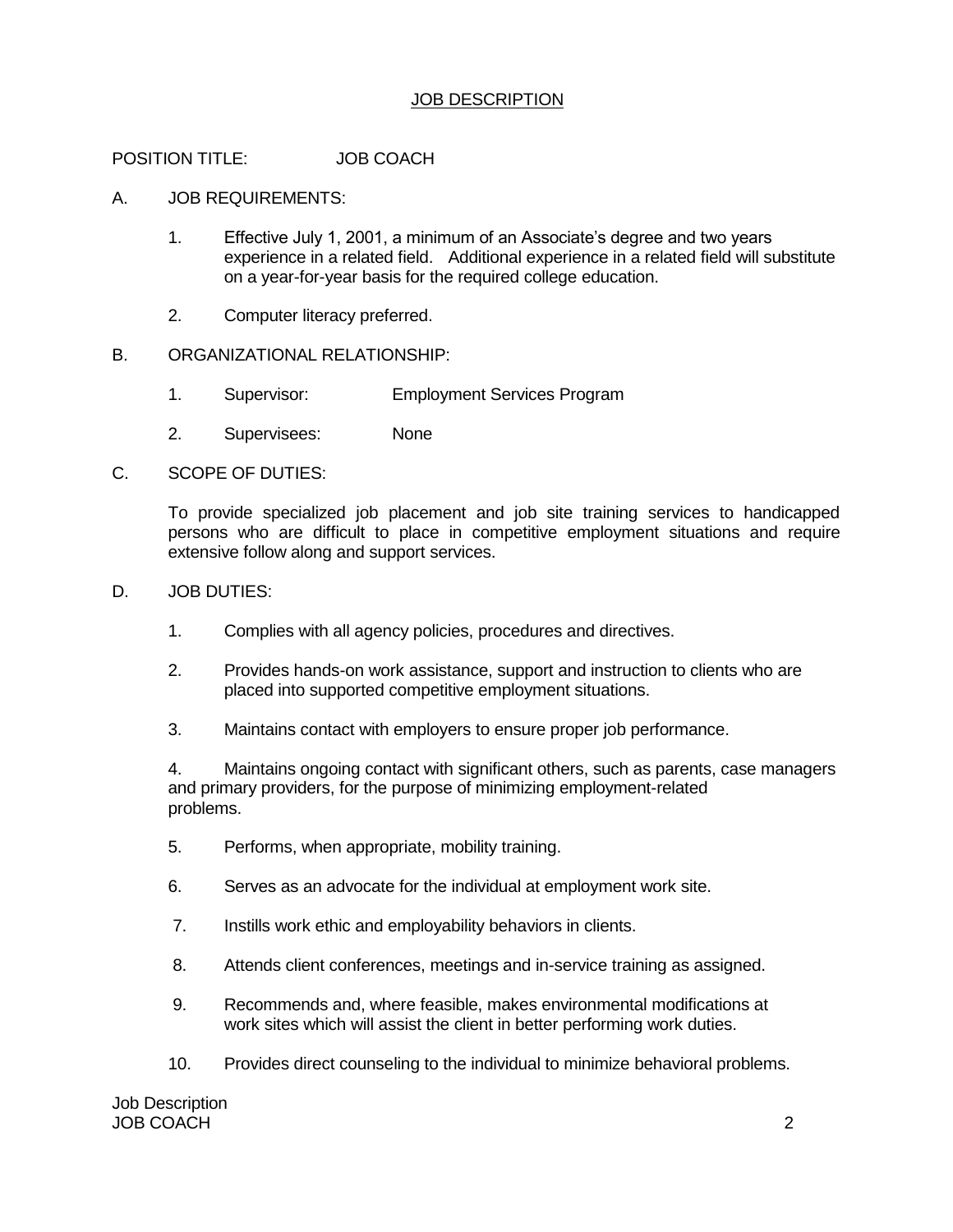# JOB DESCRIPTION

POSITION TITLE: JOB COACH

A. JOB REQUIREMENTS:

1. Effective July 1, 2001, a minimum of an Associate's degree and two years experience in a related field. Additional experience in a related field will substitute on a year-for-year basis for the required college education.

2. Computer literacy preferred.

B. ORGANIZATIONAL RELATIONSHIP:

1. Supervisor: Employment Services Program

2. Supervisees: None

C. SCOPE OF DUTIES:

To provide specialized job placement and job site training services to handicapped persons who are difficult to place in competitive employment situations and require extensive follow along and support services.

D. JOB DUTIES:

1. Complies with all agency policies, procedures and directives.

2. Provides hands-on work assistance, support and instruction to clients who are placed into supported competitive employment situations.

3. Maintains contact with employers to ensure proper job performance.

4. Maintains ongoing contact with significant others, such as parents, case managers and primary providers, for the purpose of minimizing employment-related problems.

5. Performs, when appropriate, mobility training.

6. Serves as an advocate for the individual at employment work site.

7. Instills work ethic and employability behaviors in clients.

8. Attends client conferences, meetings and in-service training as assigned.

9. Recommends and, where feasible, makes environmental modifications at work sites which will assist the client in better performing work duties.

10. Provides direct counseling to the individual to minimize behavioral problems.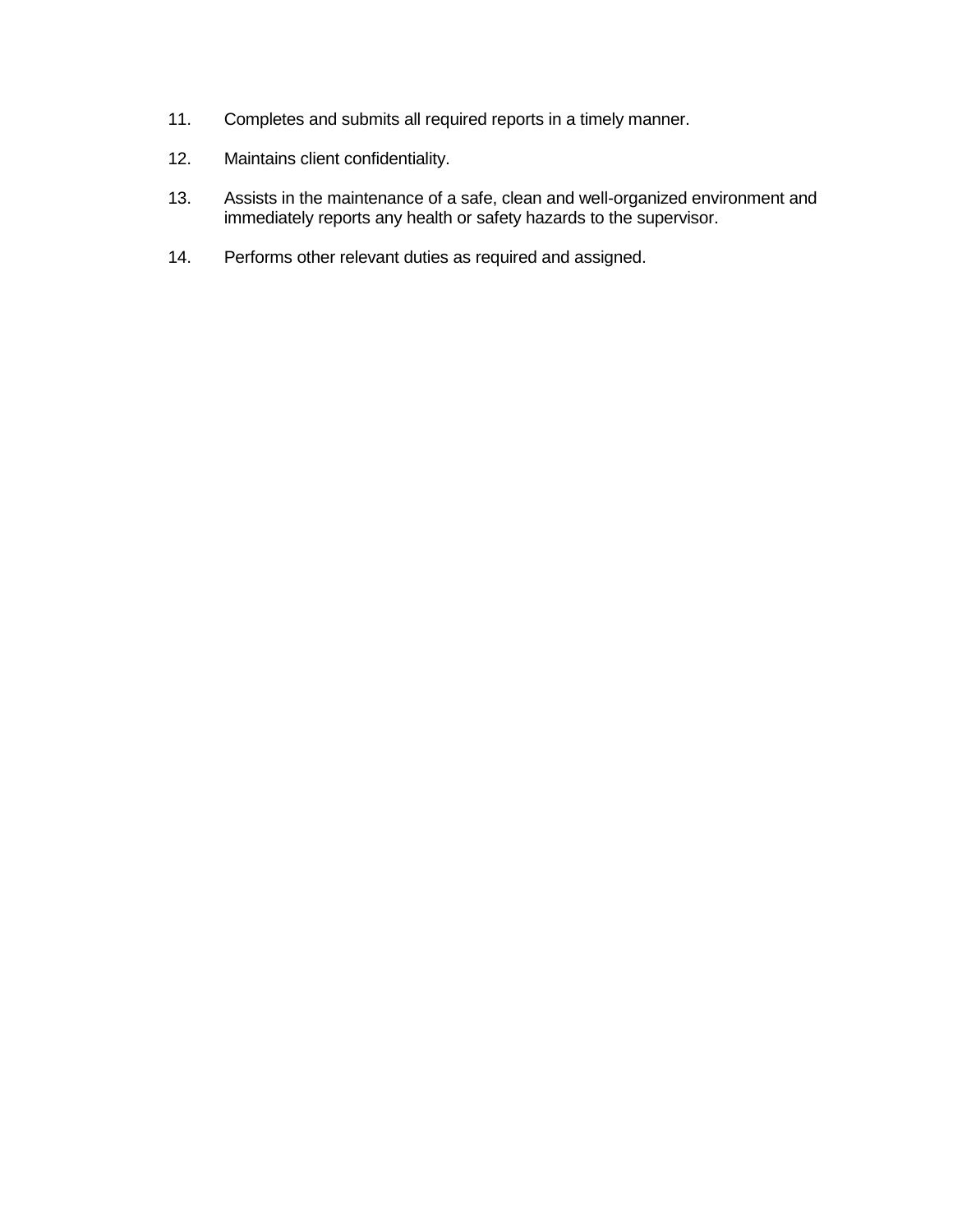11. Completes and submits all required reports in a timely manner.
12. Maintains client confidentiality.
13. Assists in the maintenance of a safe, clean and well-organized environment and immediately reports any health or safety hazards to the supervisor.
14. Performs other relevant duties as required and assigned.